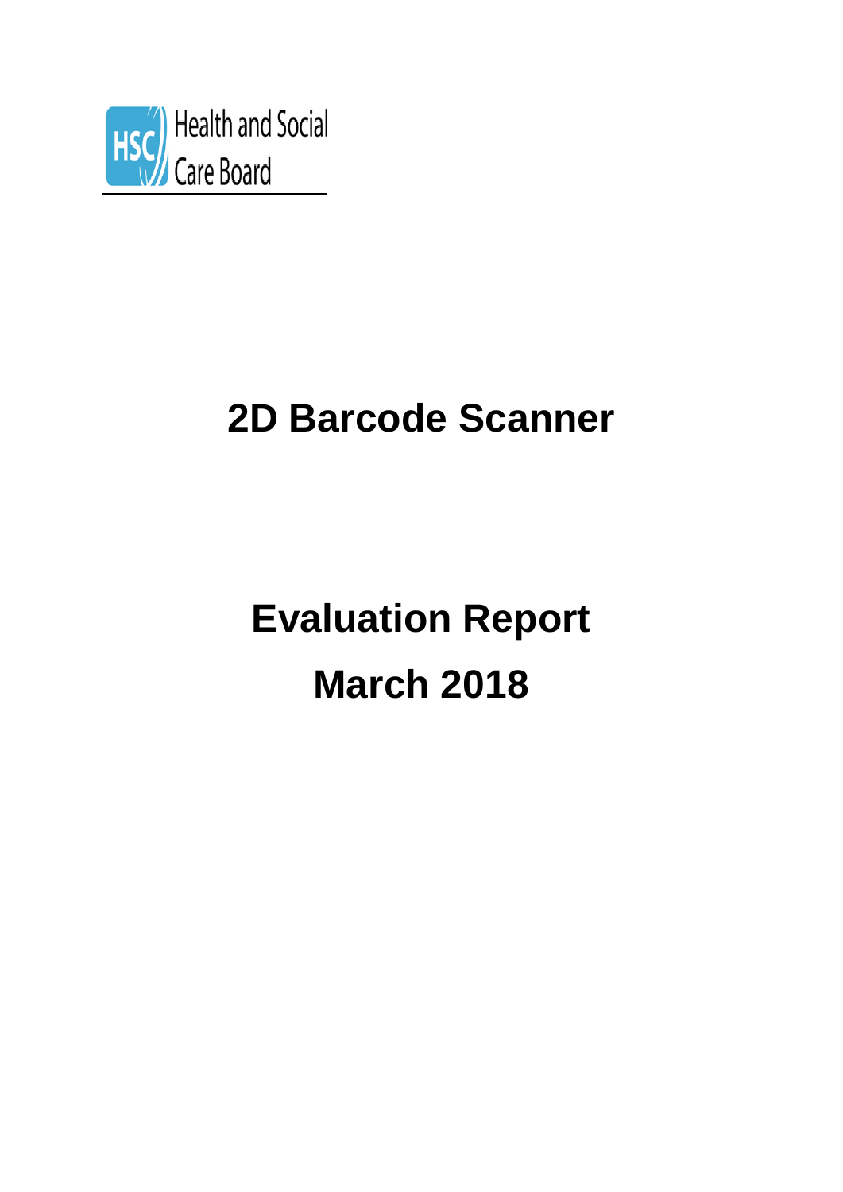Health and Social Care Board

# 2D Barcode Scanner

# Evaluation Report

# March 2018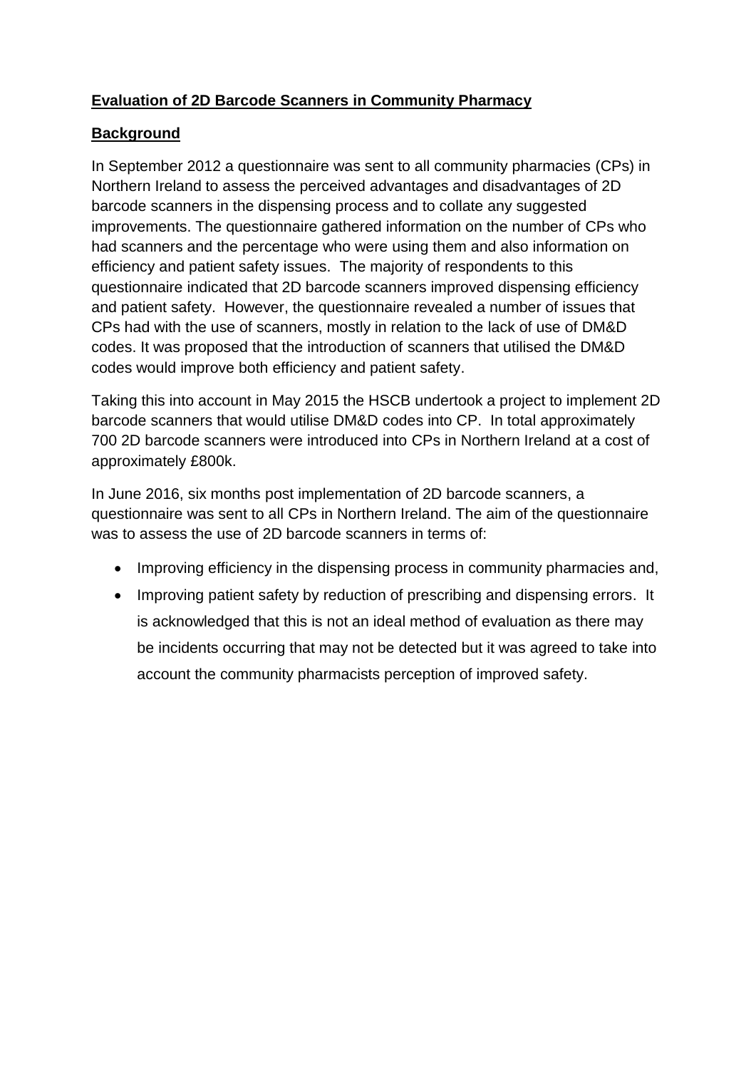**Evaluation of 2D Barcode Scanners in Community Pharmacy**

**Background**

In September 2012 a questionnaire was sent to all community pharmacies (CPs) in Northern Ireland to assess the perceived advantages and disadvantages of 2D barcode scanners in the dispensing process and to collate any suggested improvements. The questionnaire gathered information on the number of CPs who had scanners and the percentage who were using them and also information on efficiency and patient safety issues. The majority of respondents to this questionnaire indicated that 2D barcode scanners improved dispensing efficiency and patient safety. However, the questionnaire revealed a number of issues that CPs had with the use of scanners, mostly in relation to the lack of use of DM&D codes. It was proposed that the introduction of scanners that utilised the DM&D codes would improve both efficiency and patient safety.

Taking this into account in May 2015 the HSCB undertook a project to implement 2D barcode scanners that would utilise DM&D codes into CP. In total approximately 700 2D barcode scanners were introduced into CPs in Northern Ireland at a cost of approximately £800k.

In June 2016, six months post implementation of 2D barcode scanners, a questionnaire was sent to all CPs in Northern Ireland. The aim of the questionnaire was to assess the use of 2D barcode scanners in terms of:

- Improving efficiency in the dispensing process in community pharmacies and,
- Improving patient safety by reduction of prescribing and dispensing errors. It is acknowledged that this is not an ideal method of evaluation as there may be incidents occurring that may not be detected but it was agreed to take into account the community pharmacists perception of improved safety.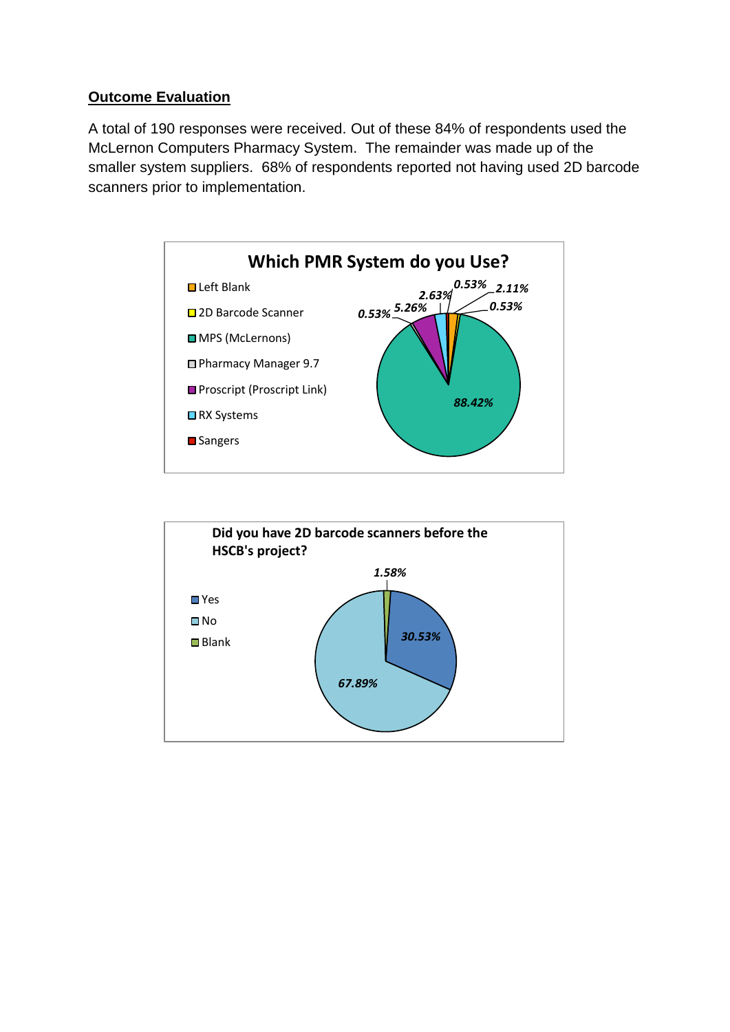## Outcome Evaluation

A total of 190 responses were received. Out of these 84% of respondents used the McLernon Computers Pharmacy System. The remainder was made up of the smaller system suppliers. 68% of respondents reported not having used 2D barcode scanners prior to implementation.

**Which PMR System do you Use?**

- Left Blank
- 2D Barcode Scanner
- MPS (McLernons)
- Pharmacy Manager 9.7
- Proscript (Proscript Link)
- RX Systems
- Sangers

88.42%, 5.26%, 2.63%, 2.11%, 0.53%, 0.53%, 0.53%

**Did you have 2D barcode scanners before the HSCB's project?**

- Yes
- No
- Blank

30.53%, 67.89%, 1.58%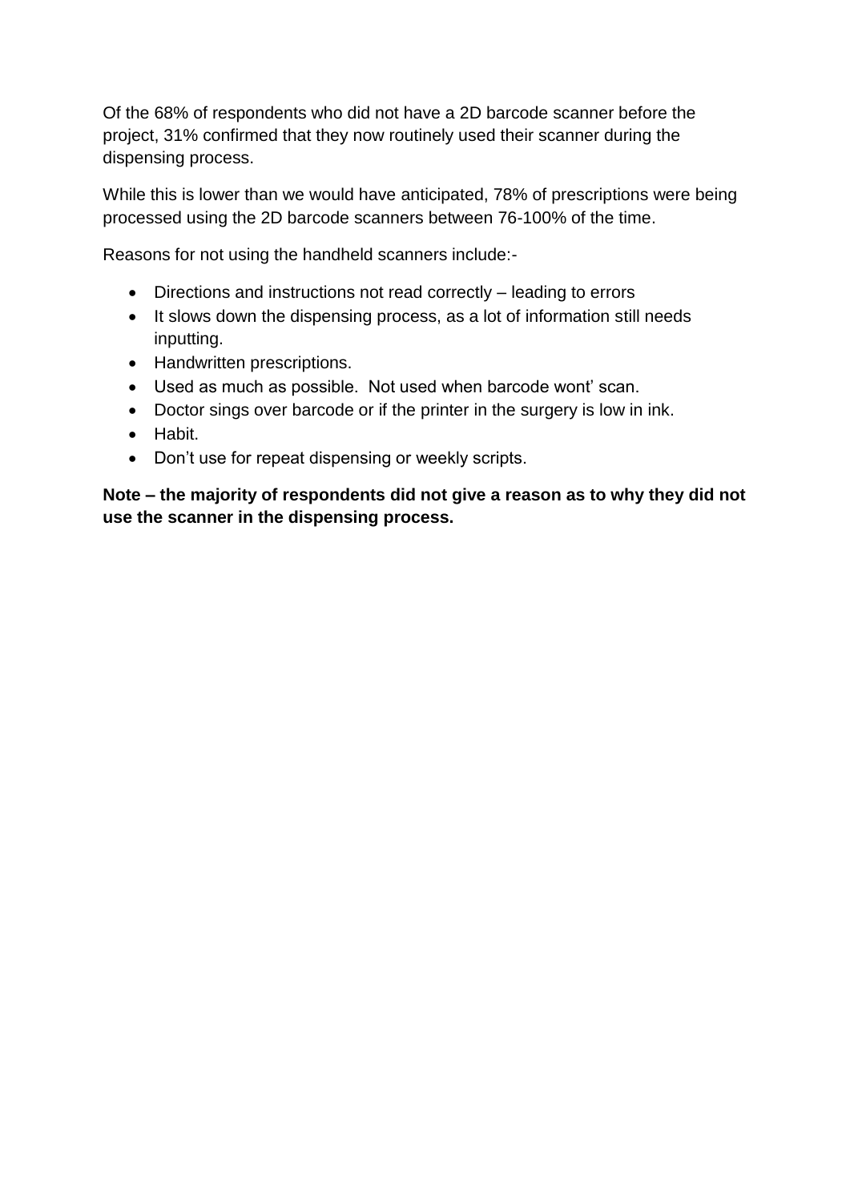Of the 68% of respondents who did not have a 2D barcode scanner before the project, 31% confirmed that they now routinely used their scanner during the dispensing process.

While this is lower than we would have anticipated, 78% of prescriptions were being processed using the 2D barcode scanners between 76-100% of the time.

Reasons for not using the handheld scanners include:-

- Directions and instructions not read correctly – leading to errors
- It slows down the dispensing process, as a lot of information still needs inputting.
- Handwritten prescriptions.
- Used as much as possible.  Not used when barcode wont' scan.
- Doctor sings over barcode or if the printer in the surgery is low in ink.
- Habit.
- Don't use for repeat dispensing or weekly scripts.

**Note – the majority of respondents did not give a reason as to why they did not use the scanner in the dispensing process.**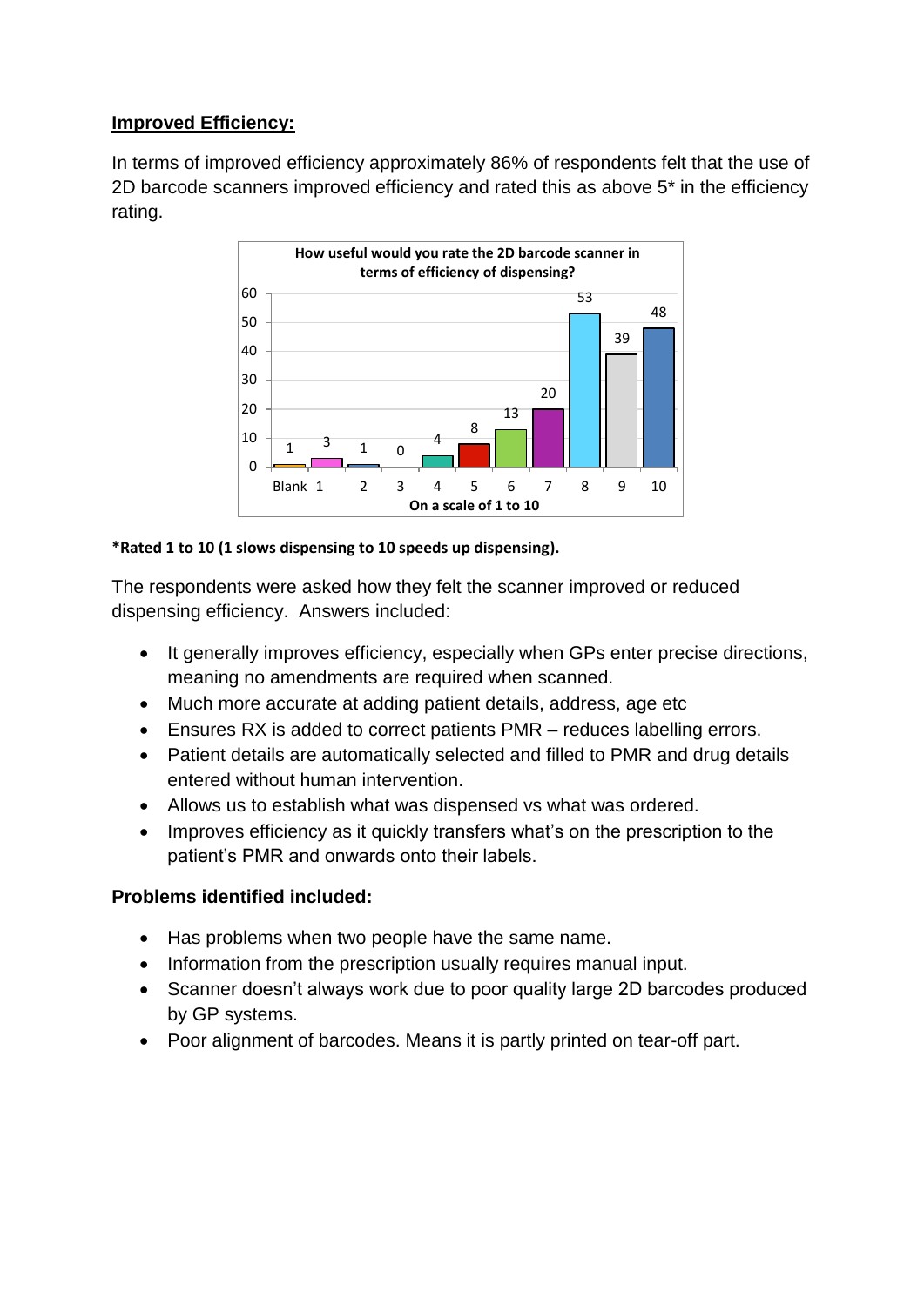**Improved Efficiency:**

In terms of improved efficiency approximately 86% of respondents felt that the use of 2D barcode scanners improved efficiency and rated this as above 5* in the efficiency rating.

**How useful would you rate the 2D barcode scanner in terms of efficiency of dispensing?**

| On a scale of 1 to 10 | Blank | 1 | 2 | 3 | 4 | 5 | 6 | 7 | 8 | 9 | 10 |
|---|---|---|---|---|---|---|---|---|---|---|---|
| Responses | 1 | 3 | 1 | 0 | 4 | 8 | 13 | 20 | 53 | 39 | 48 |

**\*Rated 1 to 10 (1 slows dispensing to 10 speeds up dispensing).**

The respondents were asked how they felt the scanner improved or reduced dispensing efficiency. Answers included:

- It generally improves efficiency, especially when GPs enter precise directions, meaning no amendments are required when scanned.
- Much more accurate at adding patient details, address, age etc
- Ensures RX is added to correct patients PMR – reduces labelling errors.
- Patient details are automatically selected and filled to PMR and drug details entered without human intervention.
- Allows us to establish what was dispensed vs what was ordered.
- Improves efficiency as it quickly transfers what's on the prescription to the patient's PMR and onwards onto their labels.

**Problems identified included:**

- Has problems when two people have the same name.
- Information from the prescription usually requires manual input.
- Scanner doesn't always work due to poor quality large 2D barcodes produced by GP systems.
- Poor alignment of barcodes. Means it is partly printed on tear-off part.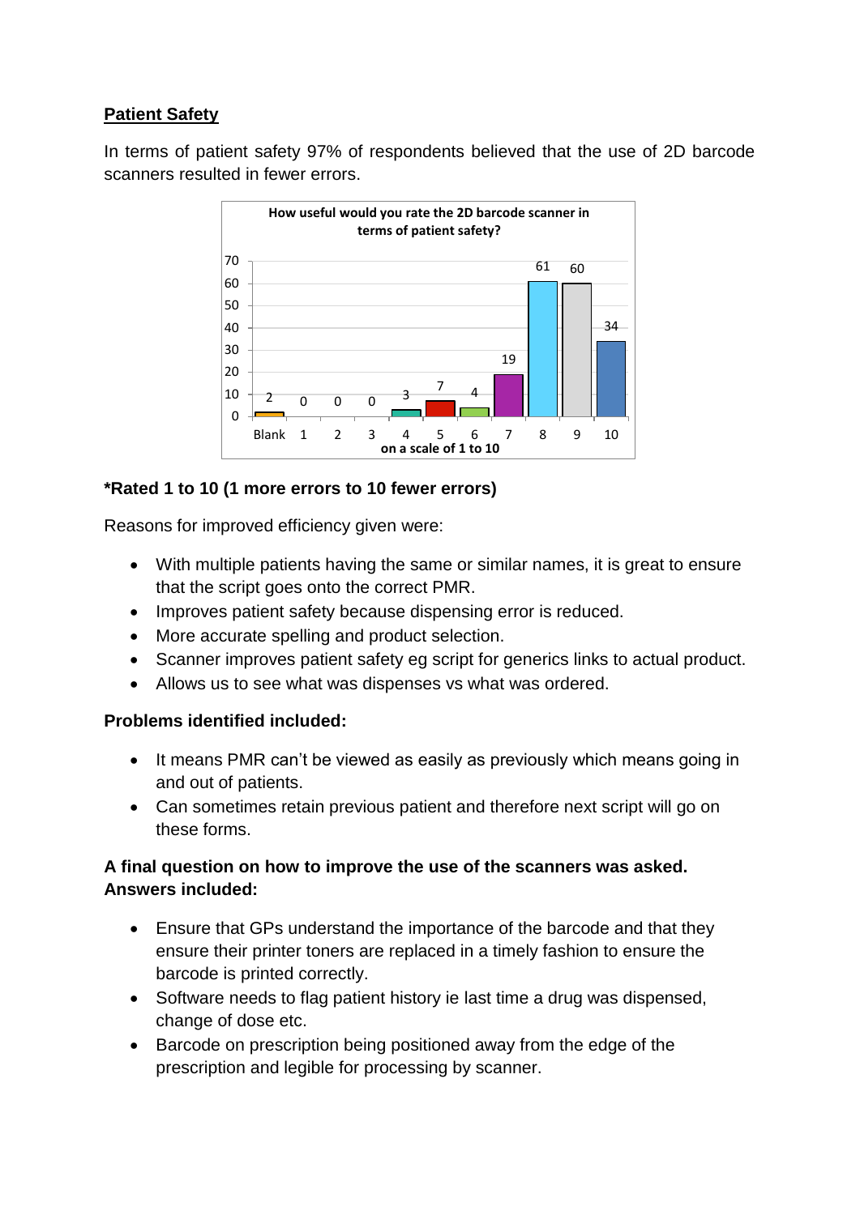**Patient Safety**

In terms of patient safety 97% of respondents believed that the use of 2D barcode scanners resulted in fewer errors.

**How useful would you rate the 2D barcode scanner in terms of patient safety?**

| on a scale of 1 to 10 | Blank | 1 | 2 | 3 | 4 | 5 | 6 | 7 | 8 | 9 | 10 |
|---|---|---|---|---|---|---|---|---|---|---|---|
| Responses | 2 | 0 | 0 | 0 | 3 | 7 | 4 | 19 | 61 | 60 | 34 |

**\*Rated 1 to 10 (1 more errors to 10 fewer errors)**

Reasons for improved efficiency given were:

- With multiple patients having the same or similar names, it is great to ensure that the script goes onto the correct PMR.
- Improves patient safety because dispensing error is reduced.
- More accurate spelling and product selection.
- Scanner improves patient safety eg script for generics links to actual product.
- Allows us to see what was dispenses vs what was ordered.

**Problems identified included:**

- It means PMR can't be viewed as easily as previously which means going in and out of patients.
- Can sometimes retain previous patient and therefore next script will go on these forms.

**A final question on how to improve the use of the scanners was asked. Answers included:**

- Ensure that GPs understand the importance of the barcode and that they ensure their printer toners are replaced in a timely fashion to ensure the barcode is printed correctly.
- Software needs to flag patient history ie last time a drug was dispensed, change of dose etc.
- Barcode on prescription being positioned away from the edge of the prescription and legible for processing by scanner.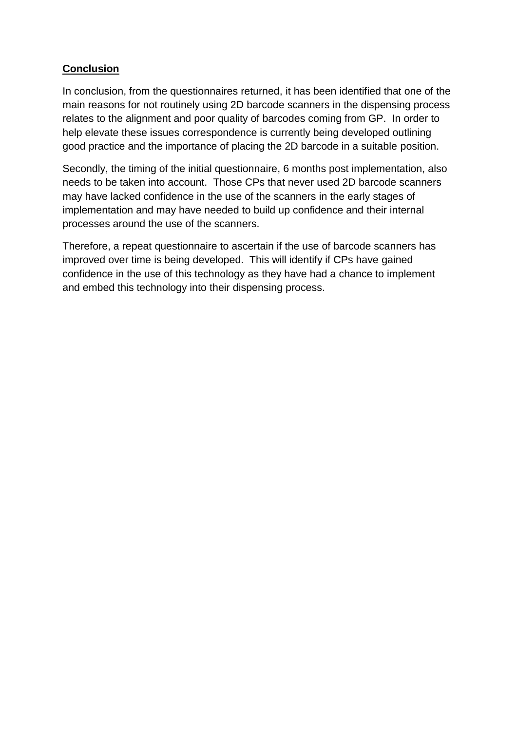**Conclusion**

In conclusion, from the questionnaires returned, it has been identified that one of the main reasons for not routinely using 2D barcode scanners in the dispensing process relates to the alignment and poor quality of barcodes coming from GP. In order to help elevate these issues correspondence is currently being developed outlining good practice and the importance of placing the 2D barcode in a suitable position.

Secondly, the timing of the initial questionnaire, 6 months post implementation, also needs to be taken into account. Those CPs that never used 2D barcode scanners may have lacked confidence in the use of the scanners in the early stages of implementation and may have needed to build up confidence and their internal processes around the use of the scanners.

Therefore, a repeat questionnaire to ascertain if the use of barcode scanners has improved over time is being developed. This will identify if CPs have gained confidence in the use of this technology as they have had a chance to implement and embed this technology into their dispensing process.